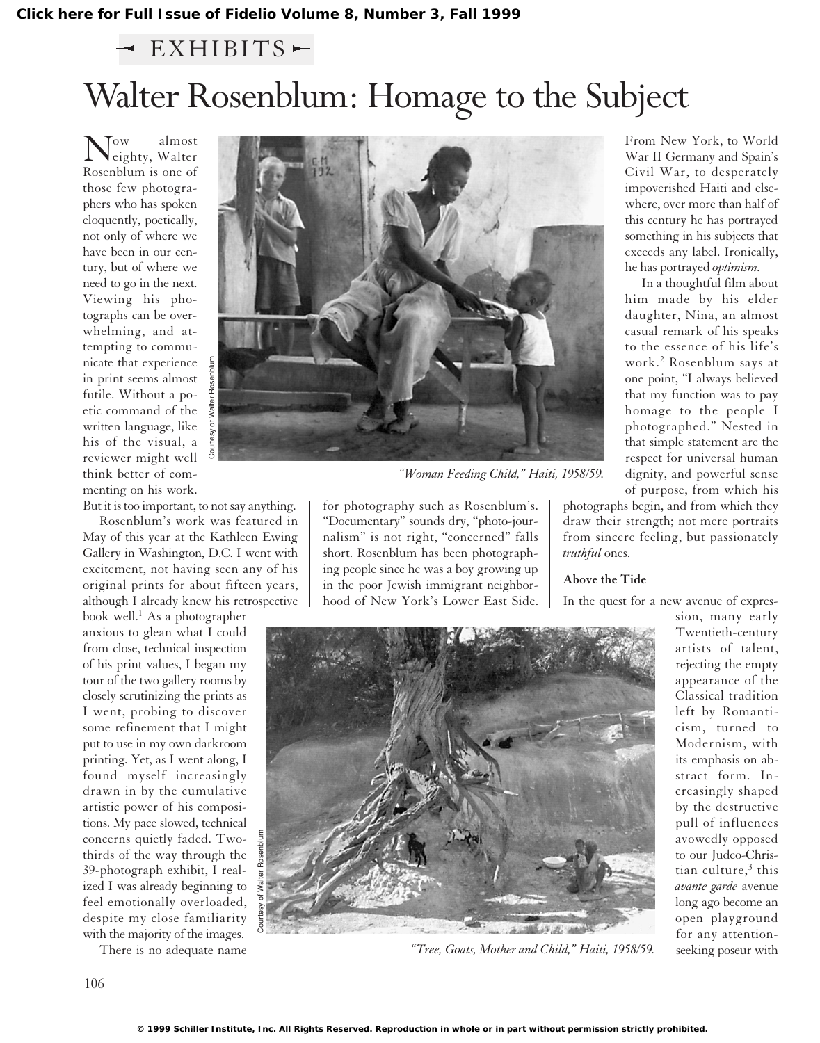EXHIBITS

# Walter Rosenblum: Homage to the Subject

Now almost eighty, Walter Rosenblum is one of those few photographers who has spoken eloquently, poetically, not only of where we have been in our century, but of where we need to go in the next. Viewing his photographs can be overwhelming, and attempting to communicate that experience in print seems almost futile. Without a poetic command of the written language, like his of the visual, a reviewer might well think better of commenting on his work. But it is too important, to not say anything.

Rosenblum's work was featured in May of this year at the Kathleen Ewing Gallery in Washington, D.C. I went with excitement, not having seen any of his original prints for about fifteen years, although I already knew his retrospective book well.[1] As a photographer anxious to glean what I could from close, technical inspection of his print values, I began my tour of the two gallery rooms by closely scrutinizing the prints as I went, probing to discover some refinement that I might put to use in my own darkroom printing. Yet, as I went along, I found myself increasingly drawn in by the cumulative artistic power of his compositions. My pace slowed, technical concerns quietly faded. Two-thirds of the way through the 39-photograph exhibit, I realized I was already beginning to feel emotionally overloaded, despite my close familiarity with the majority of the images.

There is no adequate name for photography such as Rosenblum's. "Documentary" sounds dry, "photo-journalism" is not right, "concerned" falls short. Rosenblum has been photographing people since he was a boy growing up in the poor Jewish immigrant neighborhood of New York's Lower East Side.

*"Woman Feeding Child," Haiti, 1958/59.*

Courtesy of Walter Rosenblum

From New York, to World War II Germany and Spain's Civil War, to desperately impoverished Haiti and elsewhere, over more than half of this century he has portrayed something in his subjects that exceeds any label. Ironically, he has portrayed *optimism.*

In a thoughtful film about him made by his elder daughter, Nina, an almost casual remark of his speaks to the essence of his life's work.[2] Rosenblum says at one point, "I always believed that my function was to pay homage to the people I photographed." Nested in that simple statement are the respect for universal human dignity, and powerful sense of purpose, from which his photographs begin, and from which they draw their strength; not mere portraits from sincere feeling, but passionately *truthful* ones.

### Above the Tide

In the quest for a new avenue of expression, many early Twentieth-century artists of talent, rejecting the empty appearance of the Classical tradition left by Romanticism, turned to Modernism, with its emphasis on abstract form. Increasingly shaped by the destructive pull of influences avowedly opposed to our Judeo-Christian culture,[3] this *avante garde* avenue long ago become an open playground for any attention-seeking poseur with

*"Tree, Goats, Mother and Child," Haiti, 1958/59.*

Courtesy of Walter Rosenblum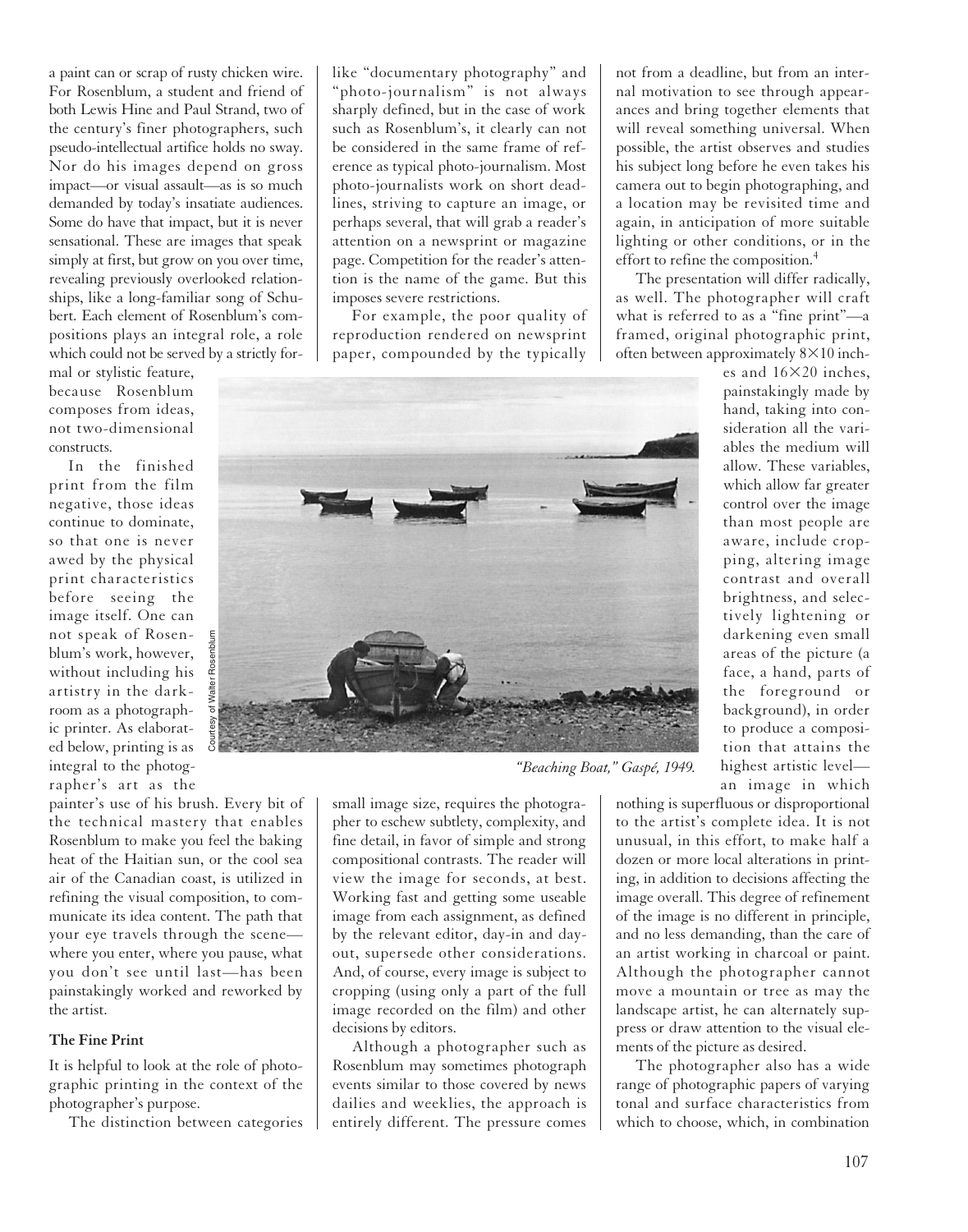a paint can or scrap of rusty chicken wire. For Rosenblum, a student and friend of both Lewis Hine and Paul Strand, two of the century's finer photographers, such pseudo-intellectual artifice holds no sway. Nor do his images depend on gross impact—or visual assault—as is so much demanded by today's insatiate audiences. Some do have that impact, but it is never sensational. These are images that speak simply at first, but grow on you over time, revealing previously overlooked relationships, like a long-familiar song of Schubert. Each element of Rosenblum's compositions plays an integral role, a role which could not be served by a strictly formal or stylistic feature, because Rosenblum composes from ideas, not two-dimensional constructs.

In the finished print from the film negative, those ideas continue to dominate, so that one is never awed by the physical print characteristics before seeing the image itself. One can not speak of Rosenblum's work, however, without including his artistry in the darkroom as a photographic printer. As elaborated below, printing is as integral to the photographer's art as the painter's use of his brush. Every bit of the technical mastery that enables Rosenblum to make you feel the baking heat of the Haitian sun, or the cool sea air of the Canadian coast, is utilized in refining the visual composition, to communicate its idea content. The path that your eye travels through the scene—where you enter, where you pause, what you don't see until last—has been painstakingly worked and reworked by the artist.

Courtesy of Walter Rosenblum

*"Beaching Boat," Gaspé, 1949.*

**The Fine Print**

It is helpful to look at the role of photographic printing in the context of the photographer's purpose.

The distinction between categories like "documentary photography" and "photo-journalism" is not always sharply defined, but in the case of work such as Rosenblum's, it clearly can not be considered in the same frame of reference as typical photo-journalism. Most photo-journalists work on short deadlines, striving to capture an image, or perhaps several, that will grab a reader's attention on a newsprint or magazine page. Competition for the reader's attention is the name of the game. But this imposes severe restrictions.

For example, the poor quality of reproduction rendered on newsprint paper, compounded by the typically small image size, requires the photographer to eschew subtlety, complexity, and fine detail, in favor of simple and strong compositional contrasts. The reader will view the image for seconds, at best. Working fast and getting some useable image from each assignment, as defined by the relevant editor, day-in and day-out, supersede other considerations. And, of course, every image is subject to cropping (using only a part of the full image recorded on the film) and other decisions by editors.

Although a photographer such as Rosenblum may sometimes photograph events similar to those covered by news dailies and weeklies, the approach is entirely different. The pressure comes not from a deadline, but from an internal motivation to see through appearances and bring together elements that will reveal something universal. When possible, the artist observes and studies his subject long before he even takes his camera out to begin photographing, and a location may be revisited time and again, in anticipation of more suitable lighting or other conditions, or in the effort to refine the composition.[4]

The presentation will differ radically, as well. The photographer will craft what is referred to as a "fine print"—a framed, original photographic print, often between approximately 8×10 inches and 16×20 inches, painstakingly made by hand, taking into consideration all the variables the medium will allow. These variables, which allow far greater control over the image than most people are aware, include cropping, altering image contrast and overall brightness, and selectively lightening or darkening even small areas of the picture (a face, a hand, parts of the foreground or background), in order to produce a composition that attains the highest artistic level—an image in which nothing is superfluous or disproportional to the artist's complete idea. It is not unusual, in this effort, to make half a dozen or more local alterations in printing, in addition to decisions affecting the image overall. This degree of refinement of the image is no different in principle, and no less demanding, than the care of an artist working in charcoal or paint. Although the photographer cannot move a mountain or tree as may the landscape artist, he can alternately suppress or draw attention to the visual elements of the picture as desired.

The photographer also has a wide range of photographic papers of varying tonal and surface characteristics from which to choose, which, in combination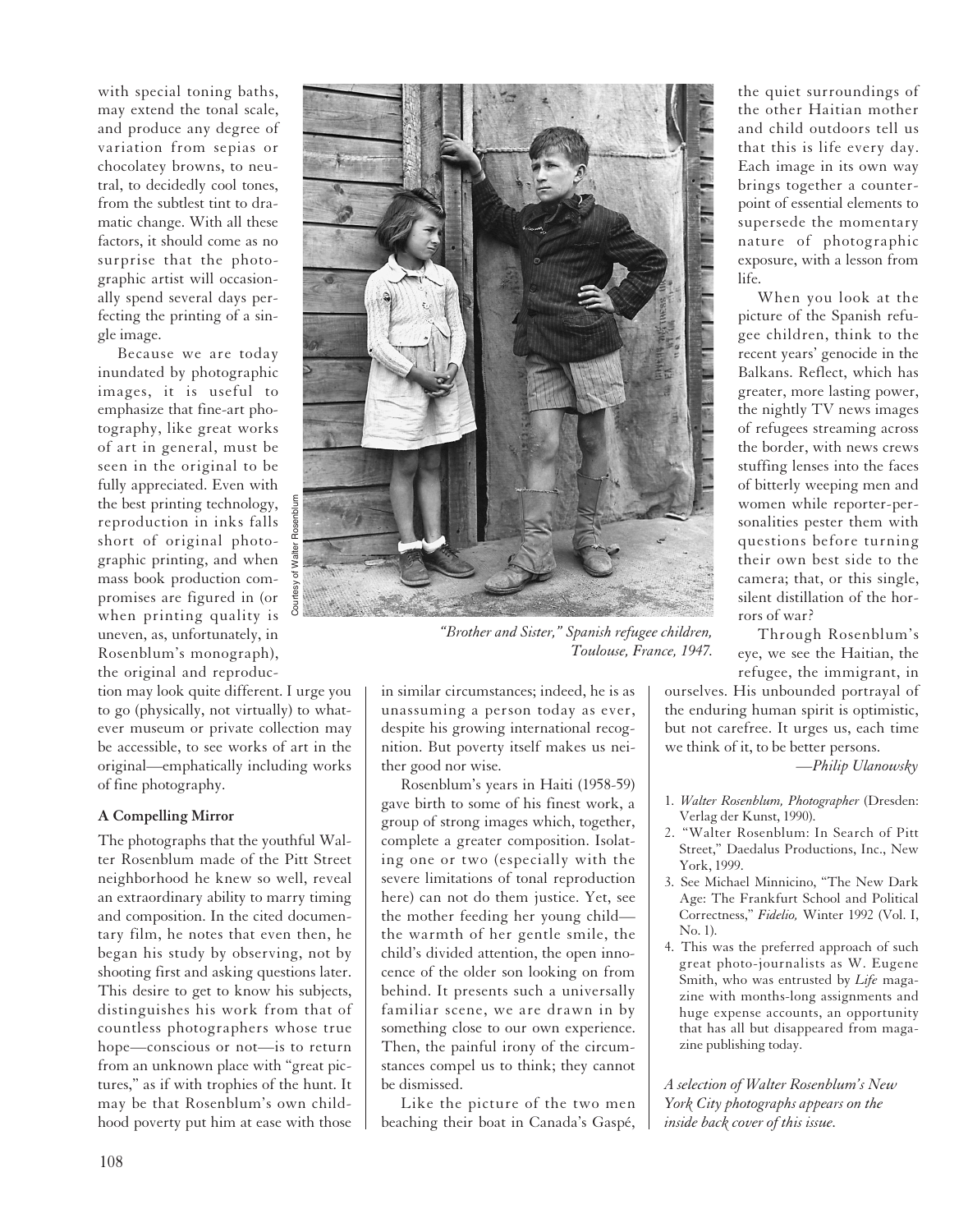with special toning baths, may extend the tonal scale, and produce any degree of variation from sepias or chocolatey browns, to neutral, to decidedly cool tones, from the subtlest tint to dramatic change. With all these factors, it should come as no surprise that the photographic artist will occasionally spend several days perfecting the printing of a single image.

Because we are today inundated by photographic images, it is useful to emphasize that fine-art photography, like great works of art in general, must be seen in the original to be fully appreciated. Even with the best printing technology, reproduction in inks falls short of original photographic printing, and when mass book production compromises are figured in (or when printing quality is uneven, as, unfortunately, in Rosenblum's monograph), the original and reproduction may look quite different. I urge you to go (physically, not virtually) to whatever museum or private collection may be accessible, to see works of art in the original—emphatically including works of fine photography.

Courtesy of Walter Rosenblum

*"Brother and Sister," Spanish refugee children, Toulouse, France, 1947.*

### A Compelling Mirror

The photographs that the youthful Walter Rosenblum made of the Pitt Street neighborhood he knew so well, reveal an extraordinary ability to marry timing and composition. In the cited documentary film, he notes that even then, he began his study by observing, not by shooting first and asking questions later. This desire to get to know his subjects, distinguishes his work from that of countless photographers whose true hope—conscious or not—is to return from an unknown place with "great pictures," as if with trophies of the hunt. It may be that Rosenblum's own childhood poverty put him at ease with those in similar circumstances; indeed, he is as unassuming a person today as ever, despite his growing international recognition. But poverty itself makes us neither good nor wise.

Rosenblum's years in Haiti (1958-59) gave birth to some of his finest work, a group of strong images which, together, complete a greater composition. Isolating one or two (especially with the severe limitations of tonal reproduction here) can not do them justice. Yet, see the mother feeding her young child—the warmth of her gentle smile, the child's divided attention, the open innocence of the older son looking on from behind. It presents such a universally familiar scene, we are drawn in by something close to our own experience. Then, the painful irony of the circumstances compel us to think; they cannot be dismissed.

Like the picture of the two men beaching their boat in Canada's Gaspé, the quiet surroundings of the other Haitian mother and child outdoors tell us that this is life every day. Each image in its own way brings together a counterpoint of essential elements to supersede the momentary nature of photographic exposure, with a lesson from life.

When you look at the picture of the Spanish refugee children, think to the recent years' genocide in the Balkans. Reflect, which has greater, more lasting power, the nightly TV news images of refugees streaming across the border, with news crews stuffing lenses into the faces of bitterly weeping men and women while reporter-personalities pester them with questions before turning their own best side to the camera; that, or this single, silent distillation of the horrors of war?

Through Rosenblum's eye, we see the Haitian, the refugee, the immigrant, in ourselves. His unbounded portrayal of the enduring human spirit is optimistic, but not carefree. It urges us, each time we think of it, to be better persons.

*—Philip Ulanowsky*

1. *Walter Rosenblum, Photographer* (Dresden: Verlag der Kunst, 1990).
2. "Walter Rosenblum: In Search of Pitt Street," Daedalus Productions, Inc., New York, 1999.
3. See Michael Minnicino, "The New Dark Age: The Frankfurt School and Political Correctness," *Fidelio,* Winter 1992 (Vol. I, No. 1).
4. This was the preferred approach of such great photo-journalists as W. Eugene Smith, who was entrusted by *Life* magazine with months-long assignments and huge expense accounts, an opportunity that has all but disappeared from magazine publishing today.

*A selection of Walter Rosenblum's New York City photographs appears on the inside back cover of this issue.*